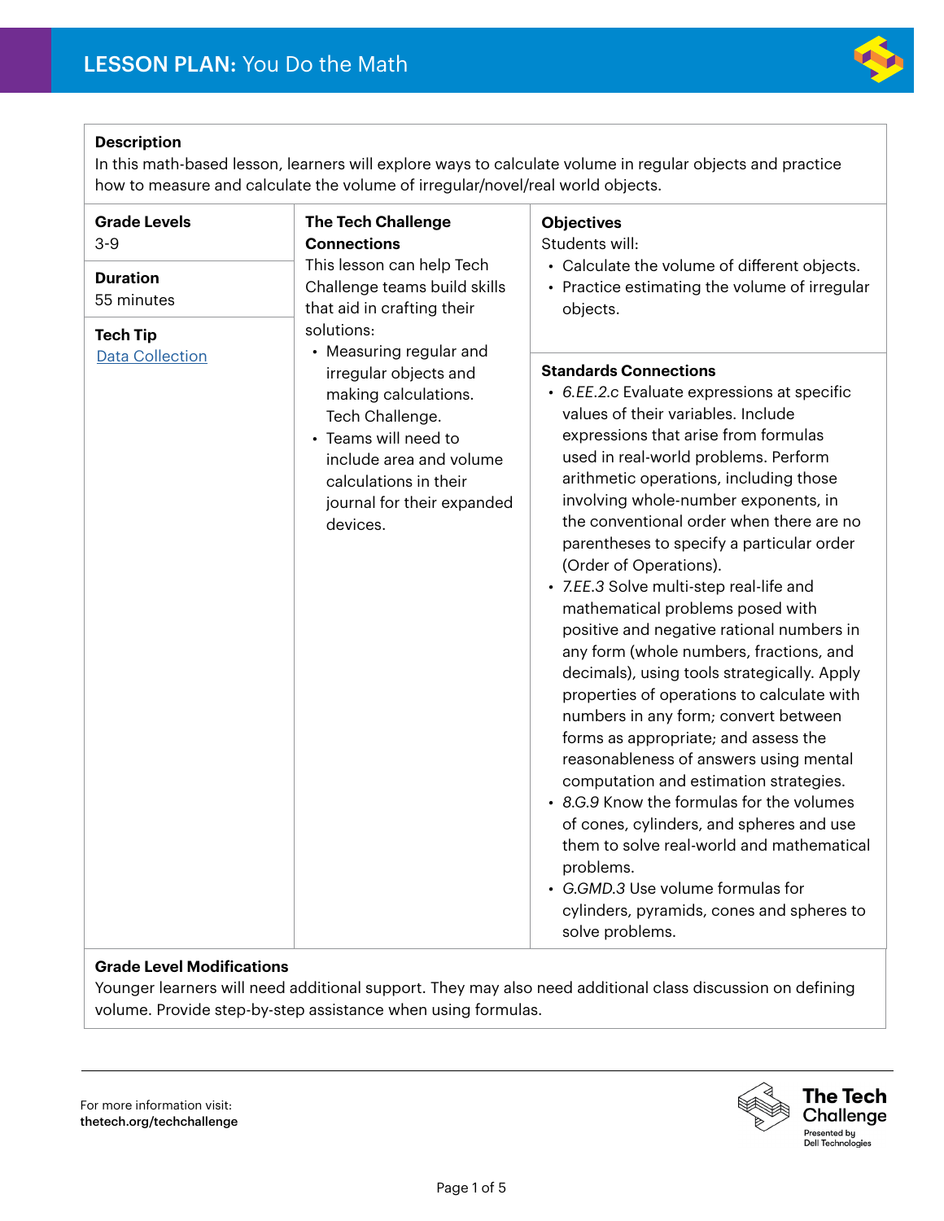# LESSON PLAN: You Do the Math

**Description**

In this math-based lesson, learners will explore ways to calculate volume in regular objects and practice how to measure and calculate the volume of irregular/novel/real world objects.

**Grade Levels**

3-9

**Duration**

55 minutes

**Tech Tip**

[Data Collection]

**The Tech Challenge Connections**

This lesson can help Tech Challenge teams build skills that aid in crafting their solutions:

- Measuring regular and irregular objects and making calculations. Tech Challenge.
- Teams will need to include area and volume calculations in their journal for their expanded devices.

**Objectives**

Students will:

- Calculate the volume of different objects.
- Practice estimating the volume of irregular objects.

**Standards Connections**

- *6.EE.2.c* Evaluate expressions at specific values of their variables. Include expressions that arise from formulas used in real-world problems. Perform arithmetic operations, including those involving whole-number exponents, in the conventional order when there are no parentheses to specify a particular order (Order of Operations).
- *7.EE.3* Solve multi-step real-life and mathematical problems posed with positive and negative rational numbers in any form (whole numbers, fractions, and decimals), using tools strategically. Apply properties of operations to calculate with numbers in any form; convert between forms as appropriate; and assess the reasonableness of answers using mental computation and estimation strategies.
- *8.G.9* Know the formulas for the volumes of cones, cylinders, and spheres and use them to solve real-world and mathematical problems.
- *G.GMD.3* Use volume formulas for cylinders, pyramids, cones and spheres to solve problems.

**Grade Level Modifications**

Younger learners will need additional support. They may also need additional class discussion on defining volume. Provide step-by-step assistance when using formulas.

For more information visit:
**thetech.org/techchallenge**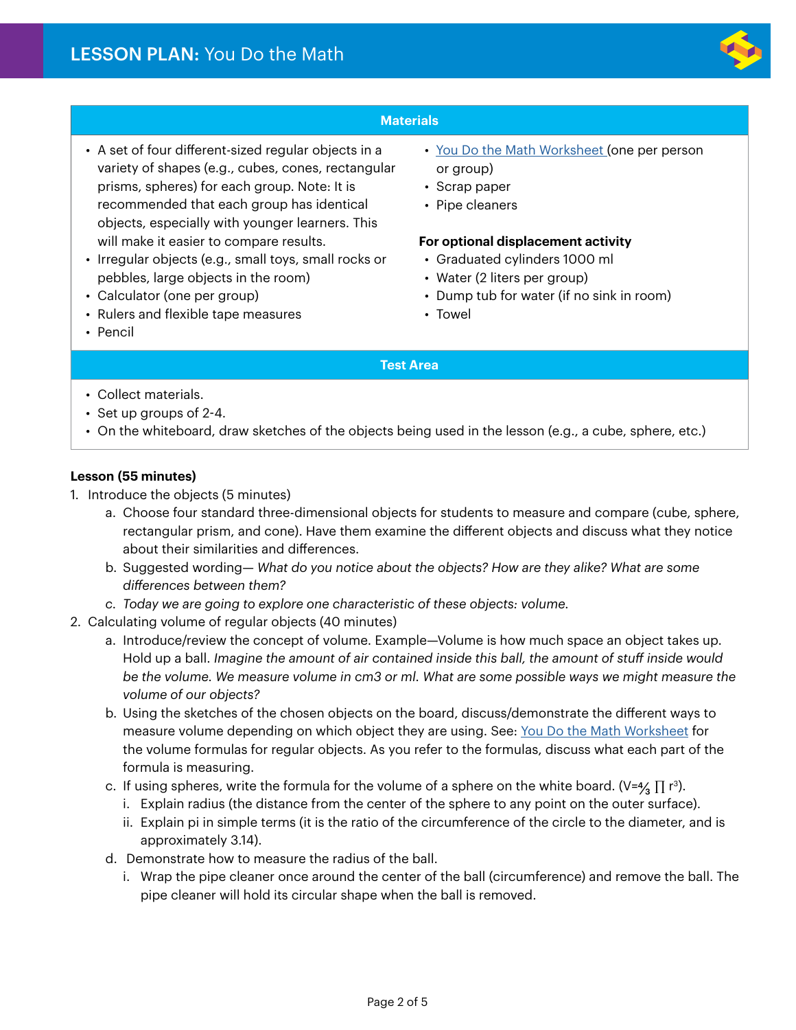**LESSON PLAN:** You Do the Math

| Materials | |
| --- | --- |
| • A set of four different-sized regular objects in a variety of shapes (e.g., cubes, cones, rectangular prisms, spheres) for each group. Note: It is recommended that each group has identical objects, especially with younger learners. This will make it easier to compare results.<br>• Irregular objects (e.g., small toys, small rocks or pebbles, large objects in the room)<br>• Calculator (one per group)<br>• Rulers and flexible tape measures<br>• Pencil | • You Do the Math Worksheet (one per person or group)<br>• Scrap paper<br>• Pipe cleaners<br><br>**For optional displacement activity**<br>• Graduated cylinders 1000 ml<br>• Water (2 liters per group)<br>• Dump tub for water (if no sink in room)<br>• Towel |

**Test Area**

- Collect materials.
- Set up groups of 2-4.
- On the whiteboard, draw sketches of the objects being used in the lesson (e.g., a cube, sphere, etc.)

**Lesson (55 minutes)**

1. Introduce the objects (5 minutes)
   a. Choose four standard three-dimensional objects for students to measure and compare (cube, sphere, rectangular prism, and cone). Have them examine the different objects and discuss what they notice about their similarities and differences.
   b. Suggested wording— *What do you notice about the objects? How are they alike? What are some differences between them?*
   c. *Today we are going to explore one characteristic of these objects: volume.*
2. Calculating volume of regular objects (40 minutes)
   a. Introduce/review the concept of volume. Example—Volume is how much space an object takes up. Hold up a ball. *Imagine the amount of air contained inside this ball, the amount of stuff inside would be the volume. We measure volume in cm3 or ml. What are some possible ways we might measure the volume of our objects?*
   b. Using the sketches of the chosen objects on the board, discuss/demonstrate the different ways to measure volume depending on which object they are using. See: You Do the Math Worksheet for the volume formulas for regular objects. As you refer to the formulas, discuss what each part of the formula is measuring.
   c. If using spheres, write the formula for the volume of a sphere on the white board. ($V = \frac{4}{3} \pi r^3$).
      i. Explain radius (the distance from the center of the sphere to any point on the outer surface).
      ii. Explain pi in simple terms (it is the ratio of the circumference of the circle to the diameter, and is approximately 3.14).
   d. Demonstrate how to measure the radius of the ball.
      i. Wrap the pipe cleaner once around the center of the ball (circumference) and remove the ball. The pipe cleaner will hold its circular shape when the ball is removed.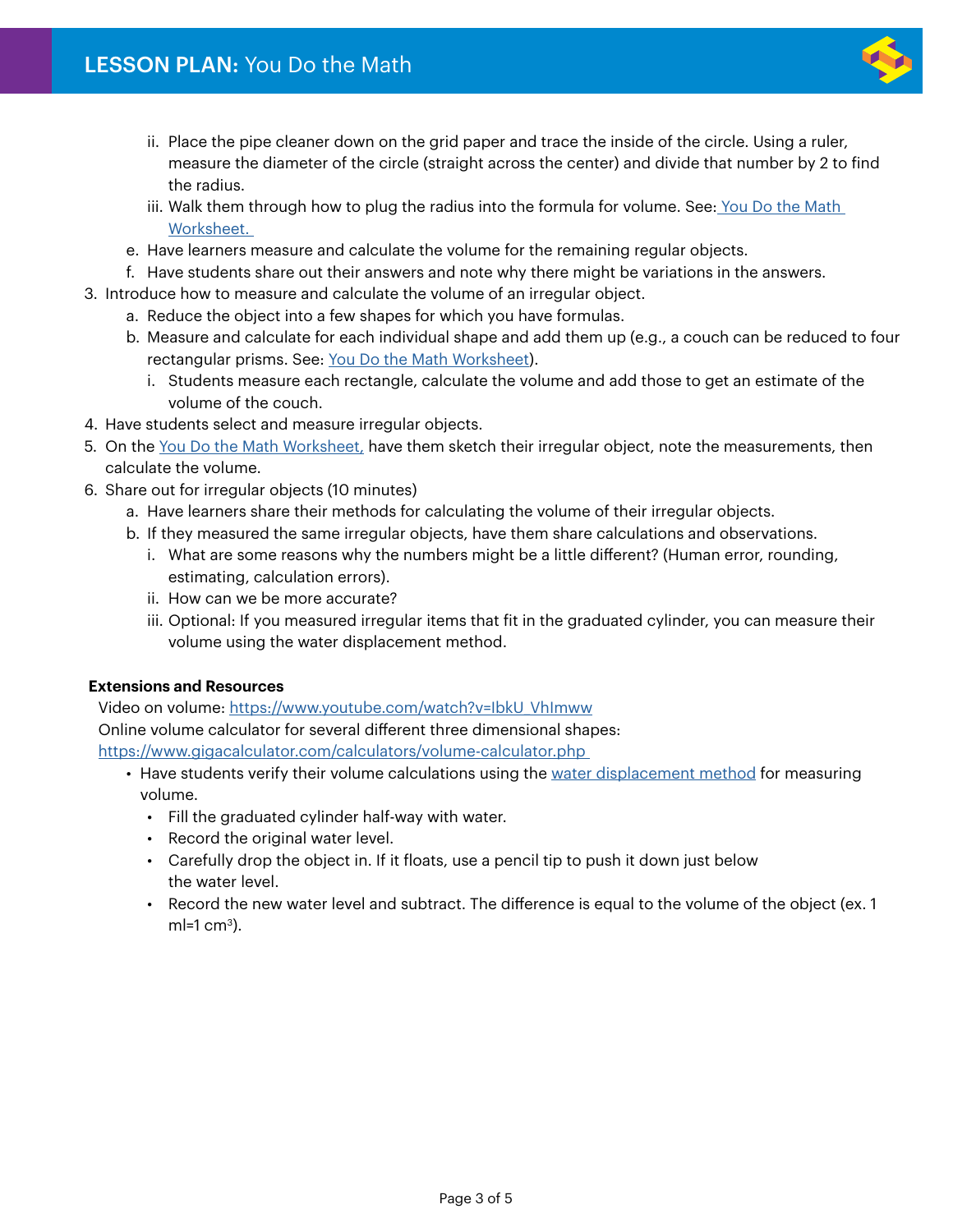- ii. Place the pipe cleaner down on the grid paper and trace the inside of the circle. Using a ruler, measure the diameter of the circle (straight across the center) and divide that number by 2 to find the radius.
   - iii. Walk them through how to plug the radius into the formula for volume. See: [You Do the Math Worksheet.]()
  - e. Have learners measure and calculate the volume for the remaining regular objects.
  - f. Have students share out their answers and note why there might be variations in the answers.
3. Introduce how to measure and calculate the volume of an irregular object.
   - a. Reduce the object into a few shapes for which you have formulas.
   - b. Measure and calculate for each individual shape and add them up (e.g., a couch can be reduced to four rectangular prisms. See: [You Do the Math Worksheet]()).
     - i. Students measure each rectangle, calculate the volume and add those to get an estimate of the volume of the couch.
4. Have students select and measure irregular objects.
5. On the [You Do the Math Worksheet,]() have them sketch their irregular object, note the measurements, then calculate the volume.
6. Share out for irregular objects (10 minutes)
   - a. Have learners share their methods for calculating the volume of their irregular objects.
   - b. If they measured the same irregular objects, have them share calculations and observations.
     - i. What are some reasons why the numbers might be a little different? (Human error, rounding, estimating, calculation errors).
     - ii. How can we be more accurate?
     - iii. Optional: If you measured irregular items that fit in the graduated cylinder, you can measure their volume using the water displacement method.

**Extensions and Resources**

Video on volume: https://www.youtube.com/watch?v=IbkU_VhImww

Online volume calculator for several different three dimensional shapes: https://www.gigacalculator.com/calculators/volume-calculator.php

- Have students verify their volume calculations using the [water displacement method]() for measuring volume.
  - Fill the graduated cylinder half-way with water.
  - Record the original water level.
  - Carefully drop the object in. If it floats, use a pencil tip to push it down just below the water level.
  - Record the new water level and subtract. The difference is equal to the volume of the object (ex. 1 ml=1 $cm^3$).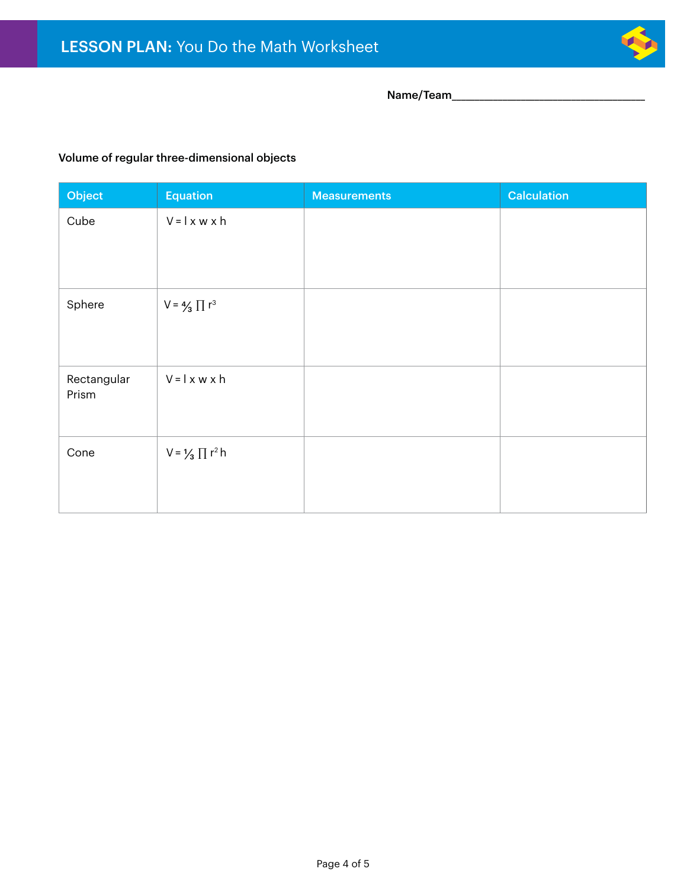# LESSON PLAN: You Do the Math Worksheet

Name/Team________________________________

**Volume of regular three-dimensional objects**

| Object | Equation | Measurements | Calculation |
|---|---|---|---|
| Cube | $V = l \times w \times h$ | | |
| Sphere | $V = \frac{4}{3} \prod r^3$ | | |
| Rectangular Prism | $V = l \times w \times h$ | | |
| Cone | $V = \frac{1}{3} \prod r^2 h$ | | |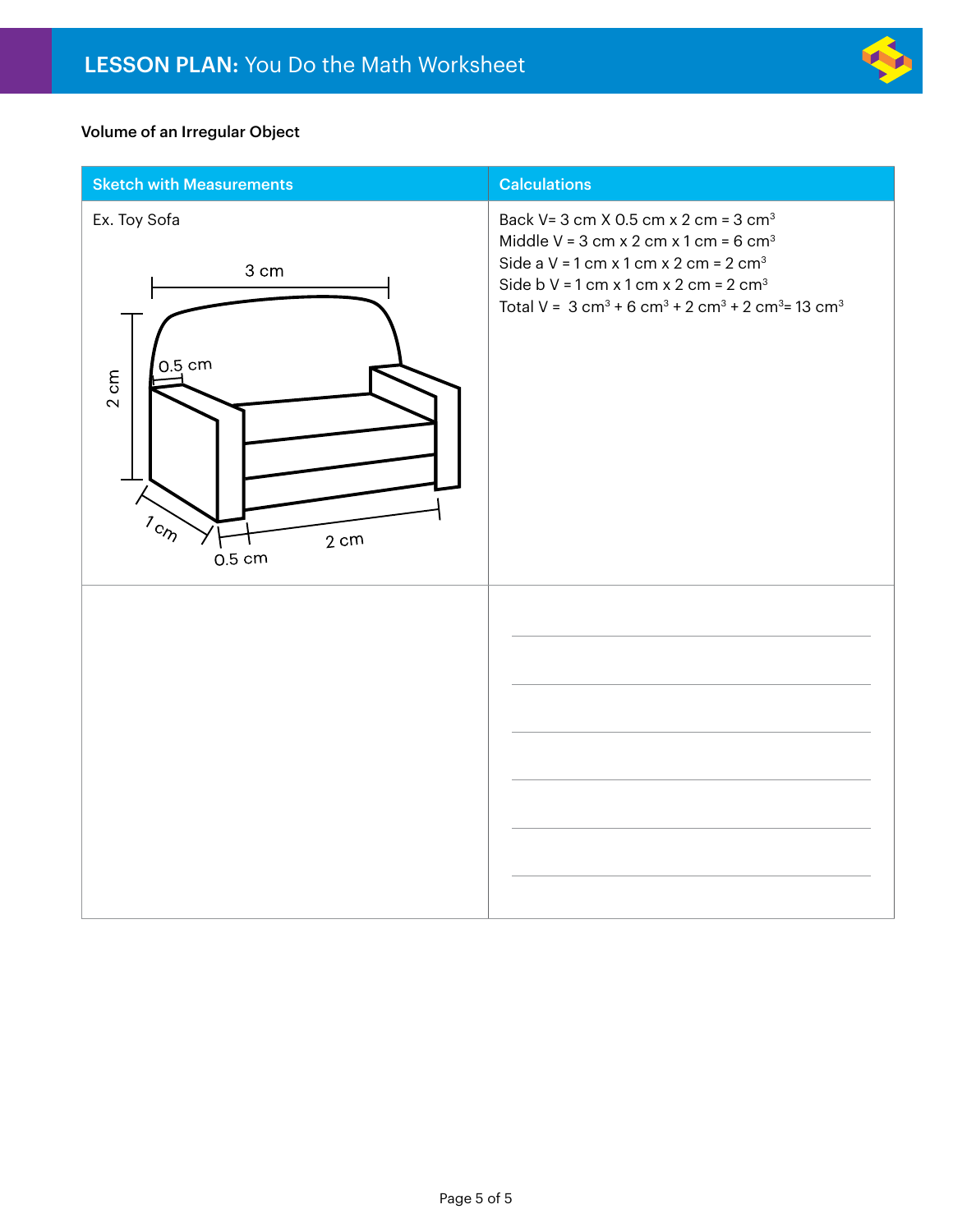**LESSON PLAN:** You Do the Math Worksheet

**Volume of an Irregular Object**

| Sketch with Measurements | Calculations |
| --- | --- |
| Ex. Toy Sofa<br><br>3 cm<br>2 cm<br>0.5 cm<br>1 cm<br>0.5 cm<br>2 cm | Back V= 3 cm X 0.5 cm x 2 cm = 3 $cm^3$<br>Middle V = 3 cm x 2 cm x 1 cm = 6 $cm^3$<br>Side a V = 1 cm x 1 cm x 2 cm = 2 $cm^3$<br>Side b V = 1 cm x 1 cm x 2 cm = 2 $cm^3$<br>Total V = 3 $cm^3$ + 6 $cm^3$ + 2 $cm^3$ + 2 $cm^3$= 13 $cm^3$ |
| | |